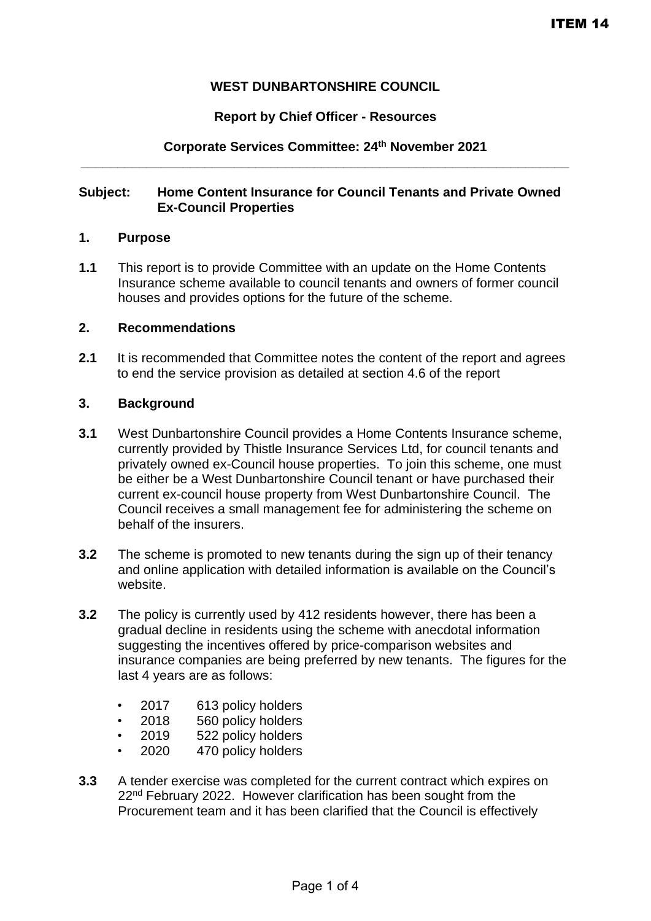ITEM 14

**WEST DUNBARTONSHIRE COUNCIL**

**Report by Chief Officer - Resources**

**Corporate Services Committee: 24th November 2021**

---

**Subject: Home Content Insurance for Council Tenants and Private Owned Ex-Council Properties**

## 1. Purpose

**1.1** This report is to provide Committee with an update on the Home Contents Insurance scheme available to council tenants and owners of former council houses and provides options for the future of the scheme.

## 2. Recommendations

**2.1** It is recommended that Committee notes the content of the report and agrees to end the service provision as detailed at section 4.6 of the report

## 3. Background

**3.1** West Dunbartonshire Council provides a Home Contents Insurance scheme, currently provided by Thistle Insurance Services Ltd, for council tenants and privately owned ex-Council house properties. To join this scheme, one must be either be a West Dunbartonshire Council tenant or have purchased their current ex-council house property from West Dunbartonshire Council. The Council receives a small management fee for administering the scheme on behalf of the insurers.

**3.2** The scheme is promoted to new tenants during the sign up of their tenancy and online application with detailed information is available on the Council's website.

**3.2** The policy is currently used by 412 residents however, there has been a gradual decline in residents using the scheme with anecdotal information suggesting the incentives offered by price-comparison websites and insurance companies are being preferred by new tenants. The figures for the last 4 years are as follows:

- 2017 613 policy holders
- 2018 560 policy holders
- 2019 522 policy holders
- 2020 470 policy holders

**3.3** A tender exercise was completed for the current contract which expires on 22nd February 2022. However clarification has been sought from the Procurement team and it has been clarified that the Council is effectively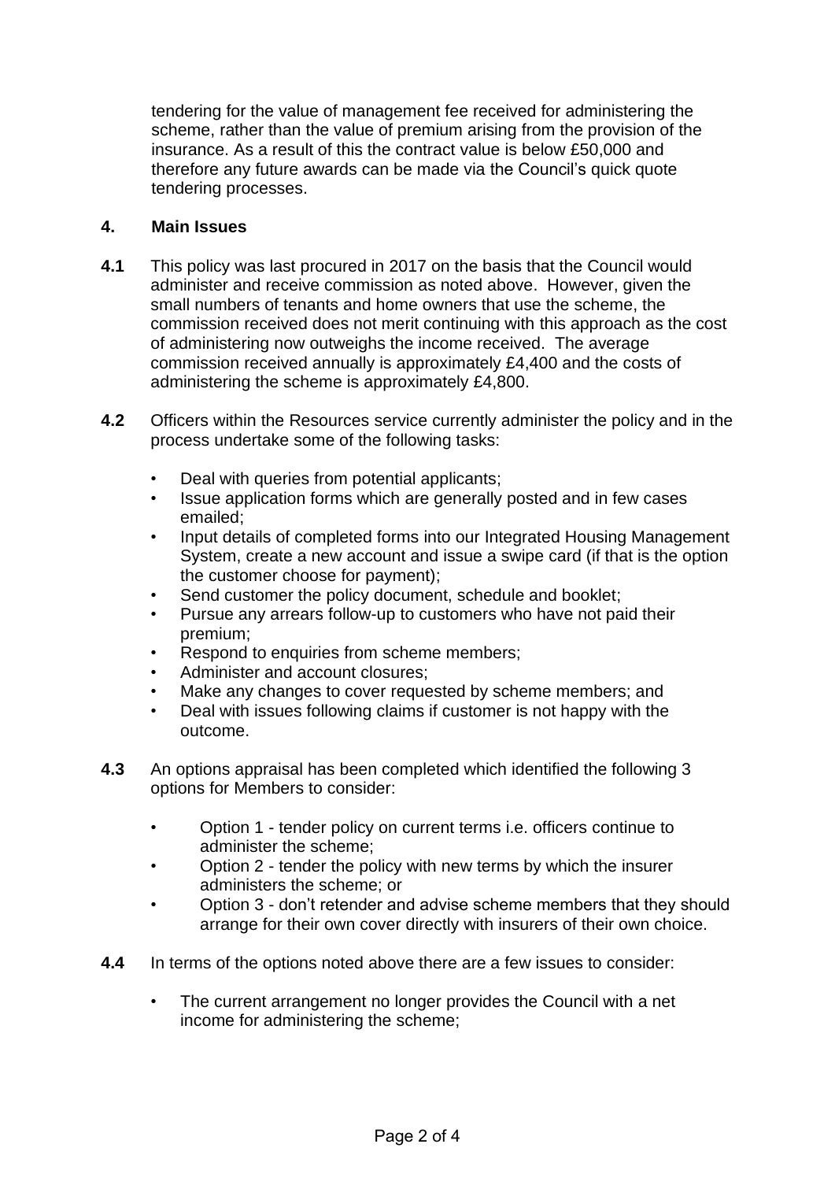tendering for the value of management fee received for administering the scheme, rather than the value of premium arising from the provision of the insurance. As a result of this the contract value is below £50,000 and therefore any future awards can be made via the Council's quick quote tendering processes.

## 4. Main Issues

**4.1** This policy was last procured in 2017 on the basis that the Council would administer and receive commission as noted above. However, given the small numbers of tenants and home owners that use the scheme, the commission received does not merit continuing with this approach as the cost of administering now outweighs the income received. The average commission received annually is approximately £4,400 and the costs of administering the scheme is approximately £4,800.

**4.2** Officers within the Resources service currently administer the policy and in the process undertake some of the following tasks:

- Deal with queries from potential applicants;
- Issue application forms which are generally posted and in few cases emailed;
- Input details of completed forms into our Integrated Housing Management System, create a new account and issue a swipe card (if that is the option the customer choose for payment);
- Send customer the policy document, schedule and booklet;
- Pursue any arrears follow-up to customers who have not paid their premium;
- Respond to enquiries from scheme members;
- Administer and account closures;
- Make any changes to cover requested by scheme members; and
- Deal with issues following claims if customer is not happy with the outcome.

**4.3** An options appraisal has been completed which identified the following 3 options for Members to consider:

- Option 1 - tender policy on current terms i.e. officers continue to administer the scheme;
- Option 2 - tender the policy with new terms by which the insurer administers the scheme; or
- Option 3 - don't retender and advise scheme members that they should arrange for their own cover directly with insurers of their own choice.

**4.4** In terms of the options noted above there are a few issues to consider:

- The current arrangement no longer provides the Council with a net income for administering the scheme;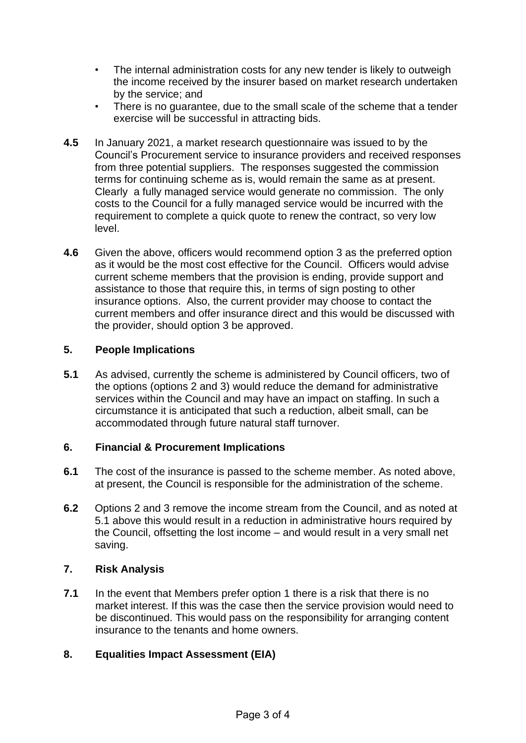- The internal administration costs for any new tender is likely to outweigh the income received by the insurer based on market research undertaken by the service; and
- There is no guarantee, due to the small scale of the scheme that a tender exercise will be successful in attracting bids.

**4.5** In January 2021, a market research questionnaire was issued to by the Council's Procurement service to insurance providers and received responses from three potential suppliers. The responses suggested the commission terms for continuing scheme as is, would remain the same as at present. Clearly a fully managed service would generate no commission. The only costs to the Council for a fully managed service would be incurred with the requirement to complete a quick quote to renew the contract, so very low level.

**4.6** Given the above, officers would recommend option 3 as the preferred option as it would be the most cost effective for the Council. Officers would advise current scheme members that the provision is ending, provide support and assistance to those that require this, in terms of sign posting to other insurance options. Also, the current provider may choose to contact the current members and offer insurance direct and this would be discussed with the provider, should option 3 be approved.

## 5. People Implications

**5.1** As advised, currently the scheme is administered by Council officers, two of the options (options 2 and 3) would reduce the demand for administrative services within the Council and may have an impact on staffing. In such a circumstance it is anticipated that such a reduction, albeit small, can be accommodated through future natural staff turnover.

## 6. Financial & Procurement Implications

**6.1** The cost of the insurance is passed to the scheme member. As noted above, at present, the Council is responsible for the administration of the scheme.

**6.2** Options 2 and 3 remove the income stream from the Council, and as noted at 5.1 above this would result in a reduction in administrative hours required by the Council, offsetting the lost income – and would result in a very small net saving.

## 7. Risk Analysis

**7.1** In the event that Members prefer option 1 there is a risk that there is no market interest. If this was the case then the service provision would need to be discontinued. This would pass on the responsibility for arranging content insurance to the tenants and home owners.

## 8. Equalities Impact Assessment (EIA)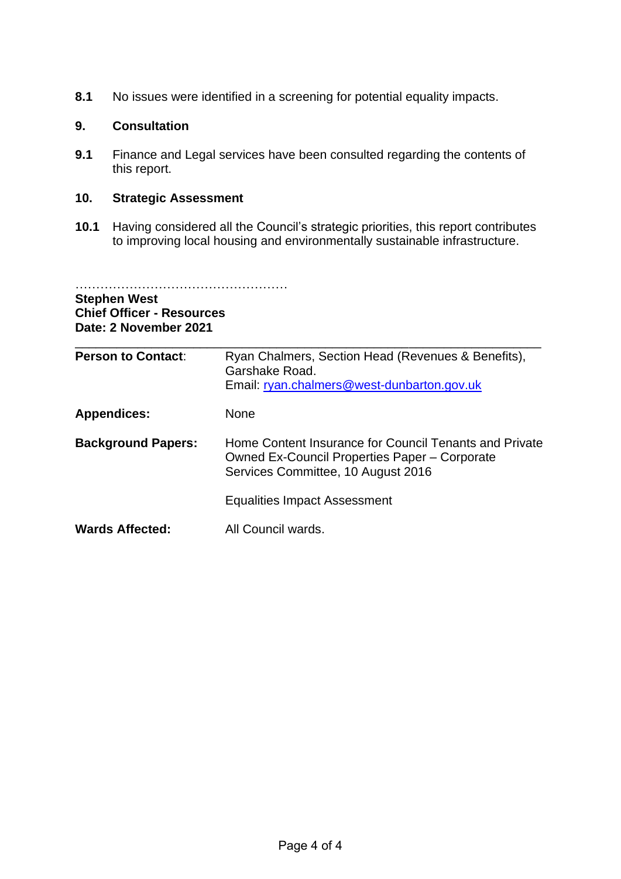**8.1** No issues were identified in a screening for potential equality impacts.

## 9. Consultation

**9.1** Finance and Legal services have been consulted regarding the contents of this report.

## 10. Strategic Assessment

**10.1** Having considered all the Council's strategic priorities, this report contributes to improving local housing and environmentally sustainable infrastructure.

……………………………………………

**Stephen West**
**Chief Officer - Resources**
**Date: 2 November 2021**

---

| | |
|---|---|
| **Person to Contact**: | Ryan Chalmers, Section Head (Revenues & Benefits), Garshake Road. Email: ryan.chalmers@west-dunbarton.gov.uk |
| **Appendices:** | None |
| **Background Papers:** | Home Content Insurance for Council Tenants and Private Owned Ex-Council Properties Paper – Corporate Services Committee, 10 August 2016<br><br>Equalities Impact Assessment |
| **Wards Affected:** | All Council wards. |